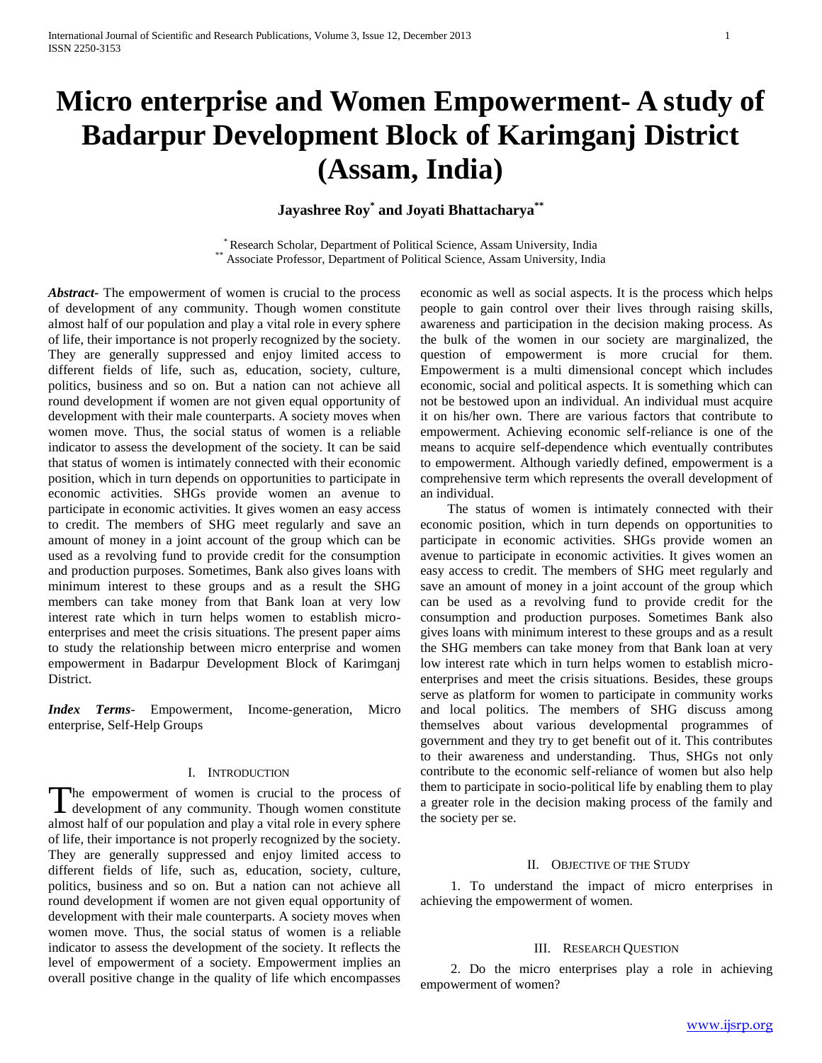# Micro enterprise and Women Empowerment- A study of Badarpur Development Block of Karimganj District (Assam, India)

**Jayashree Roy[*] and Joyati Bhattacharya[**]**

[*] Research Scholar, Department of Political Science, Assam University, India
[**] Associate Professor, Department of Political Science, Assam University, India

***Abstract*-** The empowerment of women is crucial to the process of development of any community. Though women constitute almost half of our population and play a vital role in every sphere of life, their importance is not properly recognized by the society. They are generally suppressed and enjoy limited access to different fields of life, such as, education, society, culture, politics, business and so on. But a nation can not achieve all round development if women are not given equal opportunity of development with their male counterparts. A society moves when women move. Thus, the social status of women is a reliable indicator to assess the development of the society. It can be said that status of women is intimately connected with their economic position, which in turn depends on opportunities to participate in economic activities. SHGs provide women an avenue to participate in economic activities. It gives women an easy access to credit. The members of SHG meet regularly and save an amount of money in a joint account of the group which can be used as a revolving fund to provide credit for the consumption and production purposes. Sometimes, Bank also gives loans with minimum interest to these groups and as a result the SHG members can take money from that Bank loan at very low interest rate which in turn helps women to establish micro-enterprises and meet the crisis situations. The present paper aims to study the relationship between micro enterprise and women empowerment in Badarpur Development Block of Karimganj District.

***Index Terms*-** Empowerment, Income-generation, Micro enterprise, Self-Help Groups

## I. INTRODUCTION

The empowerment of women is crucial to the process of development of any community. Though women constitute almost half of our population and play a vital role in every sphere of life, their importance is not properly recognized by the society. They are generally suppressed and enjoy limited access to different fields of life, such as, education, society, culture, politics, business and so on. But a nation can not achieve all round development if women are not given equal opportunity of development with their male counterparts. A society moves when women move. Thus, the social status of women is a reliable indicator to assess the development of the society. It reflects the level of empowerment of a society. Empowerment implies an overall positive change in the quality of life which encompasses economic as well as social aspects. It is the process which helps people to gain control over their lives through raising skills, awareness and participation in the decision making process. As the bulk of the women in our society are marginalized, the question of empowerment is more crucial for them. Empowerment is a multi dimensional concept which includes economic, social and political aspects. It is something which can not be bestowed upon an individual. An individual must acquire it on his/her own. There are various factors that contribute to empowerment. Achieving economic self-reliance is one of the means to acquire self-dependence which eventually contributes to empowerment. Although variedly defined, empowerment is a comprehensive term which represents the overall development of an individual.

The status of women is intimately connected with their economic position, which in turn depends on opportunities to participate in economic activities. SHGs provide women an avenue to participate in economic activities. It gives women an easy access to credit. The members of SHG meet regularly and save an amount of money in a joint account of the group which can be used as a revolving fund to provide credit for the consumption and production purposes. Sometimes Bank also gives loans with minimum interest to these groups and as a result the SHG members can take money from that Bank loan at very low interest rate which in turn helps women to establish micro-enterprises and meet the crisis situations. Besides, these groups serve as platform for women to participate in community works and local politics. The members of SHG discuss among themselves about various developmental programmes of government and they try to get benefit out of it. This contributes to their awareness and understanding. Thus, SHGs not only contribute to the economic self-reliance of women but also help them to participate in socio-political life by enabling them to play a greater role in the decision making process of the family and the society per se.

## II. OBJECTIVE OF THE STUDY

1. To understand the impact of micro enterprises in achieving the empowerment of women.

## III. RESEARCH QUESTION

2. Do the micro enterprises play a role in achieving empowerment of women?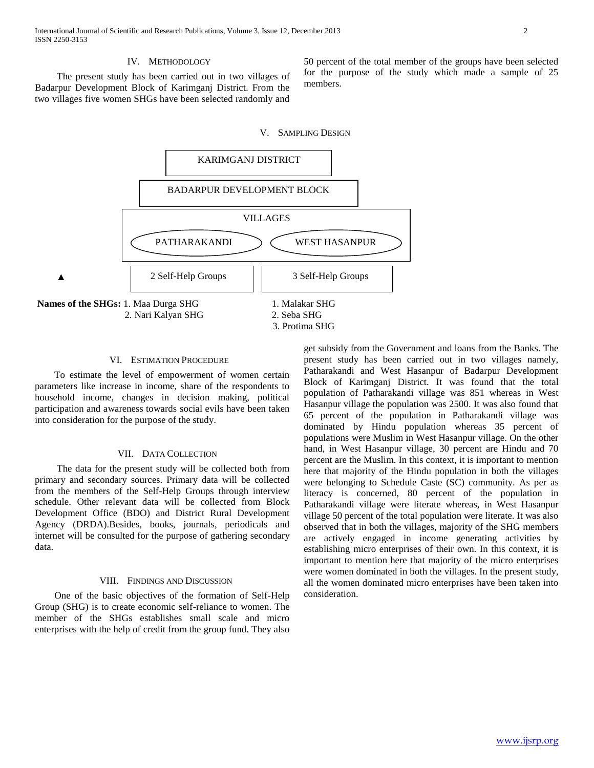## IV. Methodology

The present study has been carried out in two villages of Badarpur Development Block of Karimganj District. From the two villages five women SHGs have been selected randomly and 50 percent of the total member of the groups have been selected for the purpose of the study which made a sample of 25 members.

## V. Sampling Design

KARIMGANJ DISTRICT

BADARPUR DEVELOPMENT BLOCK

VILLAGES

| PATHARAKANDI | WEST HASANPUR |
|---|---|
| 2 Self-Help Groups | 3 Self-Help Groups |

**Names of the SHGs:**

| PATHARAKANDI | WEST HASANPUR |
|---|---|
| 1. Maa Durga SHG | 1. Malakar SHG |
| 2. Nari Kalyan SHG | 2. Seba SHG |
| | 3. Protima SHG |

## VI. Estimation Procedure

To estimate the level of empowerment of women certain parameters like increase in income, share of the respondents to household income, changes in decision making, political participation and awareness towards social evils have been taken into consideration for the purpose of the study.

## VII. Data Collection

The data for the present study will be collected both from primary and secondary sources. Primary data will be collected from the members of the Self-Help Groups through interview schedule. Other relevant data will be collected from Block Development Office (BDO) and District Rural Development Agency (DRDA).Besides, books, journals, periodicals and internet will be consulted for the purpose of gathering secondary data.

## VIII. Findings and Discussion

One of the basic objectives of the formation of Self-Help Group (SHG) is to create economic self-reliance to women. The member of the SHGs establishes small scale and micro enterprises with the help of credit from the group fund. They also get subsidy from the Government and loans from the Banks. The present study has been carried out in two villages namely, Patharakandi and West Hasanpur of Badarpur Development Block of Karimganj District. It was found that the total population of Patharakandi village was 851 whereas in West Hasanpur village the population was 2500. It was also found that 65 percent of the population in Patharakandi village was dominated by Hindu population whereas 35 percent of populations were Muslim in West Hasanpur village. On the other hand, in West Hasanpur village, 30 percent are Hindu and 70 percent are the Muslim. In this context, it is important to mention here that majority of the Hindu population in both the villages were belonging to Schedule Caste (SC) community. As per as literacy is concerned, 80 percent of the population in Patharakandi village were literate whereas, in West Hasanpur village 50 percent of the total population were literate. It was also observed that in both the villages, majority of the SHG members are actively engaged in income generating activities by establishing micro enterprises of their own. In this context, it is important to mention here that majority of the micro enterprises were women dominated in both the villages. In the present study, all the women dominated micro enterprises have been taken into consideration.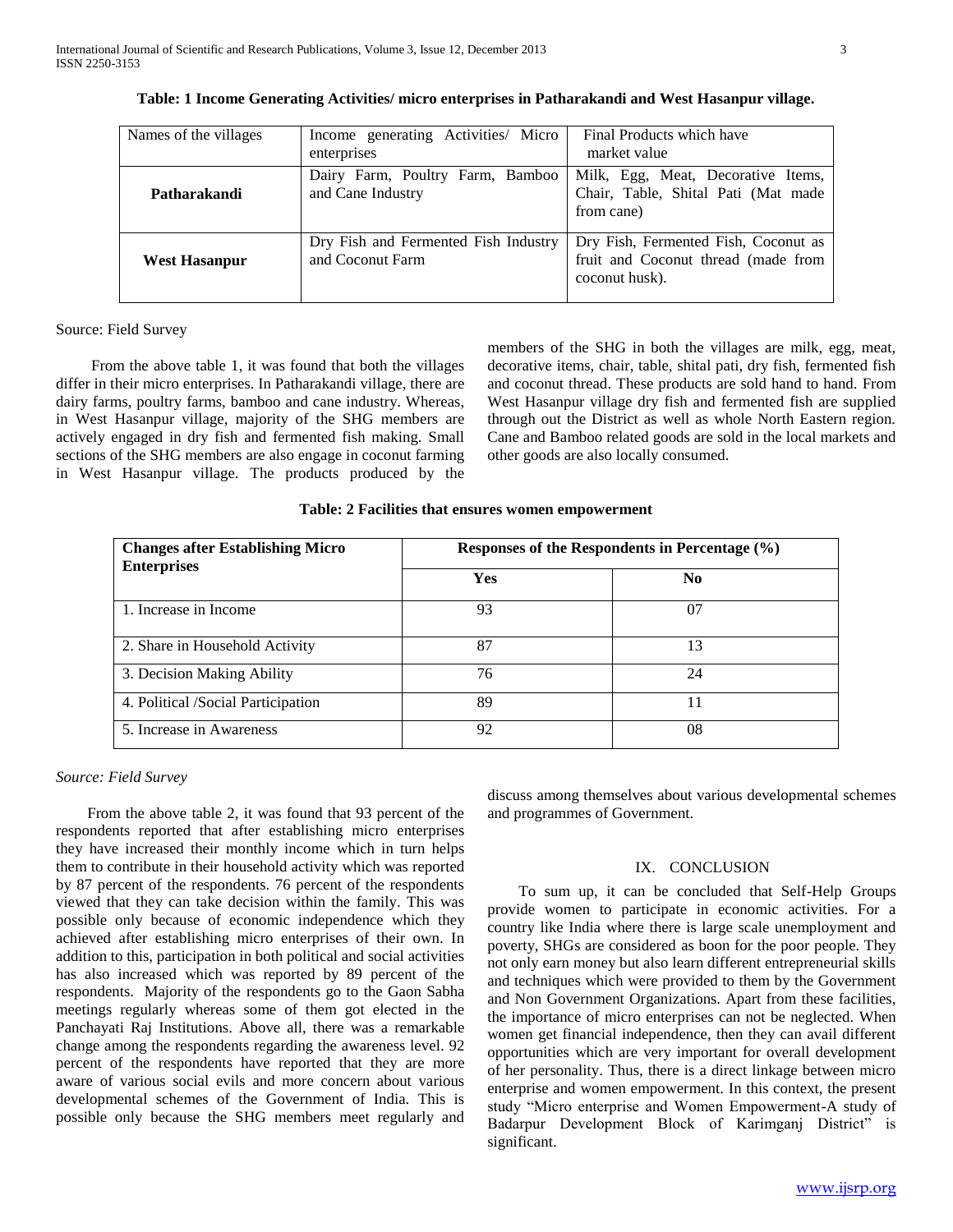**Table: 1 Income Generating Activities/ micro enterprises in Patharakandi and West Hasanpur village.**

| Names of the villages | Income generating Activities/ Micro enterprises | Final Products which have market value |
| --- | --- | --- |
| **Patharakandi** | Dairy Farm, Poultry Farm, Bamboo and Cane Industry | Milk, Egg, Meat, Decorative Items, Chair, Table, Shital Pati (Mat made from cane) |
| **West Hasanpur** | Dry Fish and Fermented Fish Industry and Coconut Farm | Dry Fish, Fermented Fish, Coconut as fruit and Coconut thread (made from coconut husk). |

Source: Field Survey

From the above table 1, it was found that both the villages differ in their micro enterprises. In Patharakandi village, there are dairy farms, poultry farms, bamboo and cane industry. Whereas, in West Hasanpur village, majority of the SHG members are actively engaged in dry fish and fermented fish making. Small sections of the SHG members are also engage in coconut farming in West Hasanpur village. The products produced by the members of the SHG in both the villages are milk, egg, meat, decorative items, chair, table, shital pati, dry fish, fermented fish and coconut thread. These products are sold hand to hand. From West Hasanpur village dry fish and fermented fish are supplied through out the District as well as whole North Eastern region. Cane and Bamboo related goods are sold in the local markets and other goods are also locally consumed.

**Table: 2 Facilities that ensures women empowerment**

| **Changes after Establishing Micro Enterprises** | **Responses of the Respondents in Percentage (%)** | |
| --- | --- | --- |
| | **Yes** | **No** |
| 1. Increase in Income | 93 | 07 |
| 2. Share in Household Activity | 87 | 13 |
| 3. Decision Making Ability | 76 | 24 |
| 4. Political /Social Participation | 89 | 11 |
| 5. Increase in Awareness | 92 | 08 |

*Source: Field Survey*

From the above table 2, it was found that 93 percent of the respondents reported that after establishing micro enterprises they have increased their monthly income which in turn helps them to contribute in their household activity which was reported by 87 percent of the respondents. 76 percent of the respondents viewed that they can take decision within the family. This was possible only because of economic independence which they achieved after establishing micro enterprises of their own. In addition to this, participation in both political and social activities has also increased which was reported by 89 percent of the respondents. Majority of the respondents go to the Gaon Sabha meetings regularly whereas some of them got elected in the Panchayati Raj Institutions. Above all, there was a remarkable change among the respondents regarding the awareness level. 92 percent of the respondents have reported that they are more aware of various social evils and more concern about various developmental schemes of the Government of India. This is possible only because the SHG members meet regularly and discuss among themselves about various developmental schemes and programmes of Government.

## IX. CONCLUSION

To sum up, it can be concluded that Self-Help Groups provide women to participate in economic activities. For a country like India where there is large scale unemployment and poverty, SHGs are considered as boon for the poor people. They not only earn money but also learn different entrepreneurial skills and techniques which were provided to them by the Government and Non Government Organizations. Apart from these facilities, the importance of micro enterprises can not be neglected. When women get financial independence, then they can avail different opportunities which are very important for overall development of her personality. Thus, there is a direct linkage between micro enterprise and women empowerment. In this context, the present study "Micro enterprise and Women Empowerment-A study of Badarpur Development Block of Karimganj District" is significant.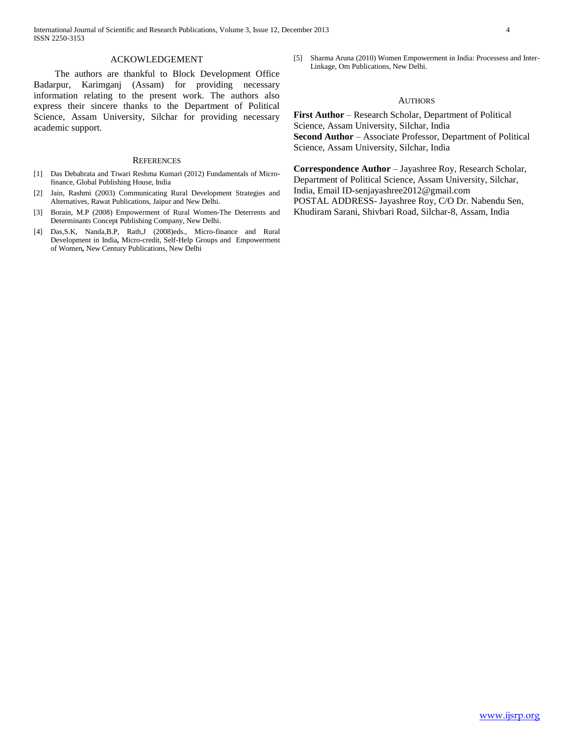## ACKOWLEDGEMENT

The authors are thankful to Block Development Office Badarpur, Karimganj (Assam) for providing necessary information relating to the present work. The authors also express their sincere thanks to the Department of Political Science, Assam University, Silchar for providing necessary academic support.

## REFERENCES

[1] Das Debabrata and Tiwari Reshma Kumari (2012) Fundamentals of Micro-finance, Global Publishing House, India

[2] Jain, Rashmi (2003) Communicating Rural Development Strategies and Alternatives, Rawat Publications, Jaipur and New Delhi.

[3] Borain, M.P (2008) Empowerment of Rural Women-The Deterrents and Determinants Concept Publishing Company, New Delhi.

[4] Das,S.K, Nanda,B.P, Rath,J (2008)eds., Micro-finance and Rural Development in India**,** Micro-credit, Self-Help Groups and Empowerment of Women**,** New Century Publications, New Delhi

[5] Sharma Aruna (2010) Women Empowerment in India: Processess and Inter-Linkage, Om Publications, New Delhi.

## AUTHORS

**First Author** – Research Scholar, Department of Political Science, Assam University, Silchar, India

**Second Author** – Associate Professor, Department of Political Science, Assam University, Silchar, India

**Correspondence Author** – Jayashree Roy, Research Scholar, Department of Political Science, Assam University, Silchar, India, Email ID-senjayashree2012@gmail.com

POSTAL ADDRESS- Jayashree Roy, C/O Dr. Nabendu Sen, Khudiram Sarani, Shivbari Road, Silchar-8, Assam, India